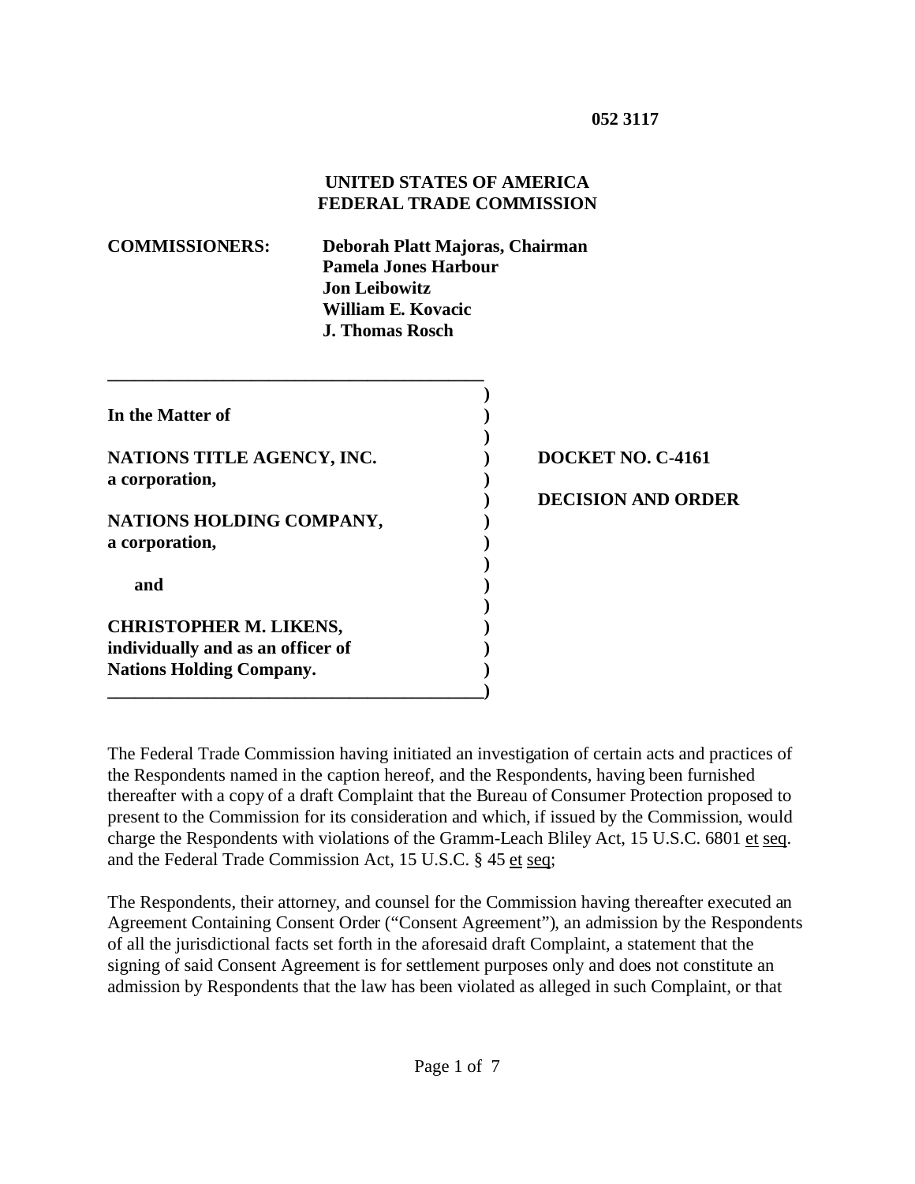**052 3117**

**UNITED STATES OF AMERICA**
**FEDERAL TRADE COMMISSION**

**COMMISSIONERS:** **Deborah Platt Majoras, Chairman**
**Pamela Jones Harbour**
**Jon Leibowitz**
**William E. Kovacic**
**J. Thomas Rosch**

| | |
|---|---|
| **In the Matter of** | |
| **NATIONS TITLE AGENCY, INC.** **a corporation,** | **DOCKET NO. C-4161** |
| | **DECISION AND ORDER** |
| **NATIONS HOLDING COMPANY,** **a corporation,** | |
| **and** | |
| **CHRISTOPHER M. LIKENS,** **individually and as an officer of** **Nations Holding Company.** | |

The Federal Trade Commission having initiated an investigation of certain acts and practices of the Respondents named in the caption hereof, and the Respondents, having been furnished thereafter with a copy of a draft Complaint that the Bureau of Consumer Protection proposed to present to the Commission for its consideration and which, if issued by the Commission, would charge the Respondents with violations of the Gramm-Leach Bliley Act, 15 U.S.C. 6801 et seq. and the Federal Trade Commission Act, 15 U.S.C. § 45 et seq;

The Respondents, their attorney, and counsel for the Commission having thereafter executed an Agreement Containing Consent Order ("Consent Agreement"), an admission by the Respondents of all the jurisdictional facts set forth in the aforesaid draft Complaint, a statement that the signing of said Consent Agreement is for settlement purposes only and does not constitute an admission by Respondents that the law has been violated as alleged in such Complaint, or that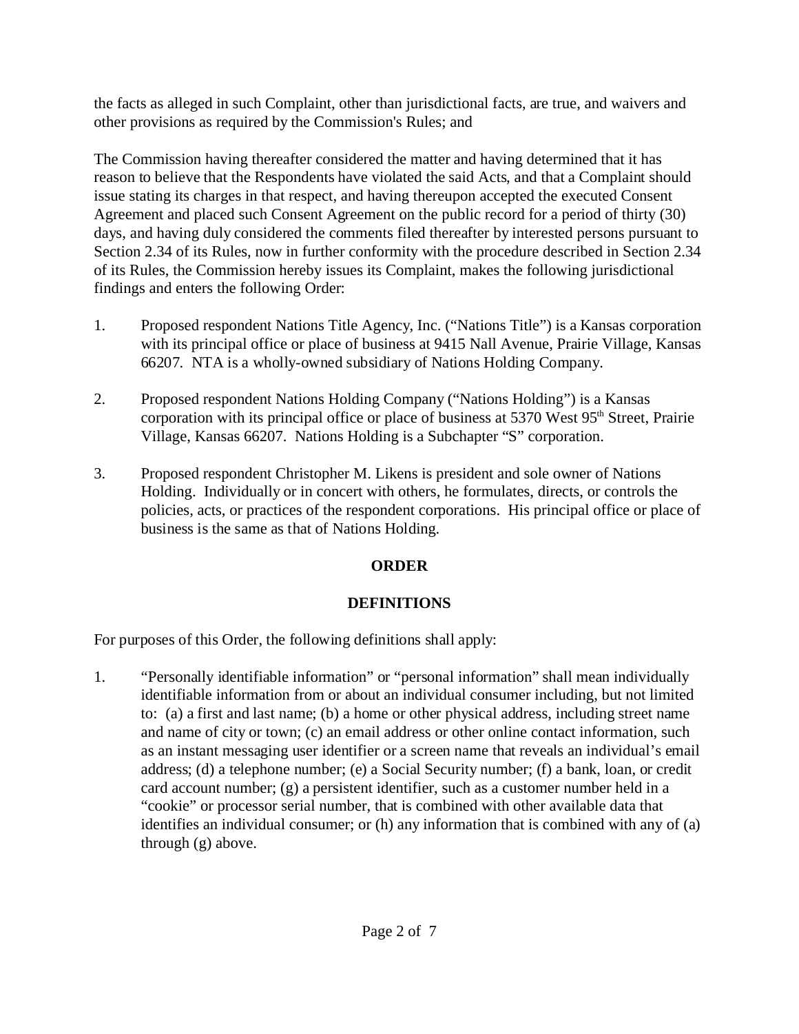the facts as alleged in such Complaint, other than jurisdictional facts, are true, and waivers and other provisions as required by the Commission's Rules; and

The Commission having thereafter considered the matter and having determined that it has reason to believe that the Respondents have violated the said Acts, and that a Complaint should issue stating its charges in that respect, and having thereupon accepted the executed Consent Agreement and placed such Consent Agreement on the public record for a period of thirty (30) days, and having duly considered the comments filed thereafter by interested persons pursuant to Section 2.34 of its Rules, now in further conformity with the procedure described in Section 2.34 of its Rules, the Commission hereby issues its Complaint, makes the following jurisdictional findings and enters the following Order:

1. Proposed respondent Nations Title Agency, Inc. ("Nations Title") is a Kansas corporation with its principal office or place of business at 9415 Nall Avenue, Prairie Village, Kansas 66207. NTA is a wholly-owned subsidiary of Nations Holding Company.

2. Proposed respondent Nations Holding Company ("Nations Holding") is a Kansas corporation with its principal office or place of business at 5370 West 95th Street, Prairie Village, Kansas 66207. Nations Holding is a Subchapter "S" corporation.

3. Proposed respondent Christopher M. Likens is president and sole owner of Nations Holding. Individually or in concert with others, he formulates, directs, or controls the policies, acts, or practices of the respondent corporations. His principal office or place of business is the same as that of Nations Holding.

## ORDER

## DEFINITIONS

For purposes of this Order, the following definitions shall apply:

1. "Personally identifiable information" or "personal information" shall mean individually identifiable information from or about an individual consumer including, but not limited to: (a) a first and last name; (b) a home or other physical address, including street name and name of city or town; (c) an email address or other online contact information, such as an instant messaging user identifier or a screen name that reveals an individual's email address; (d) a telephone number; (e) a Social Security number; (f) a bank, loan, or credit card account number; (g) a persistent identifier, such as a customer number held in a "cookie" or processor serial number, that is combined with other available data that identifies an individual consumer; or (h) any information that is combined with any of (a) through (g) above.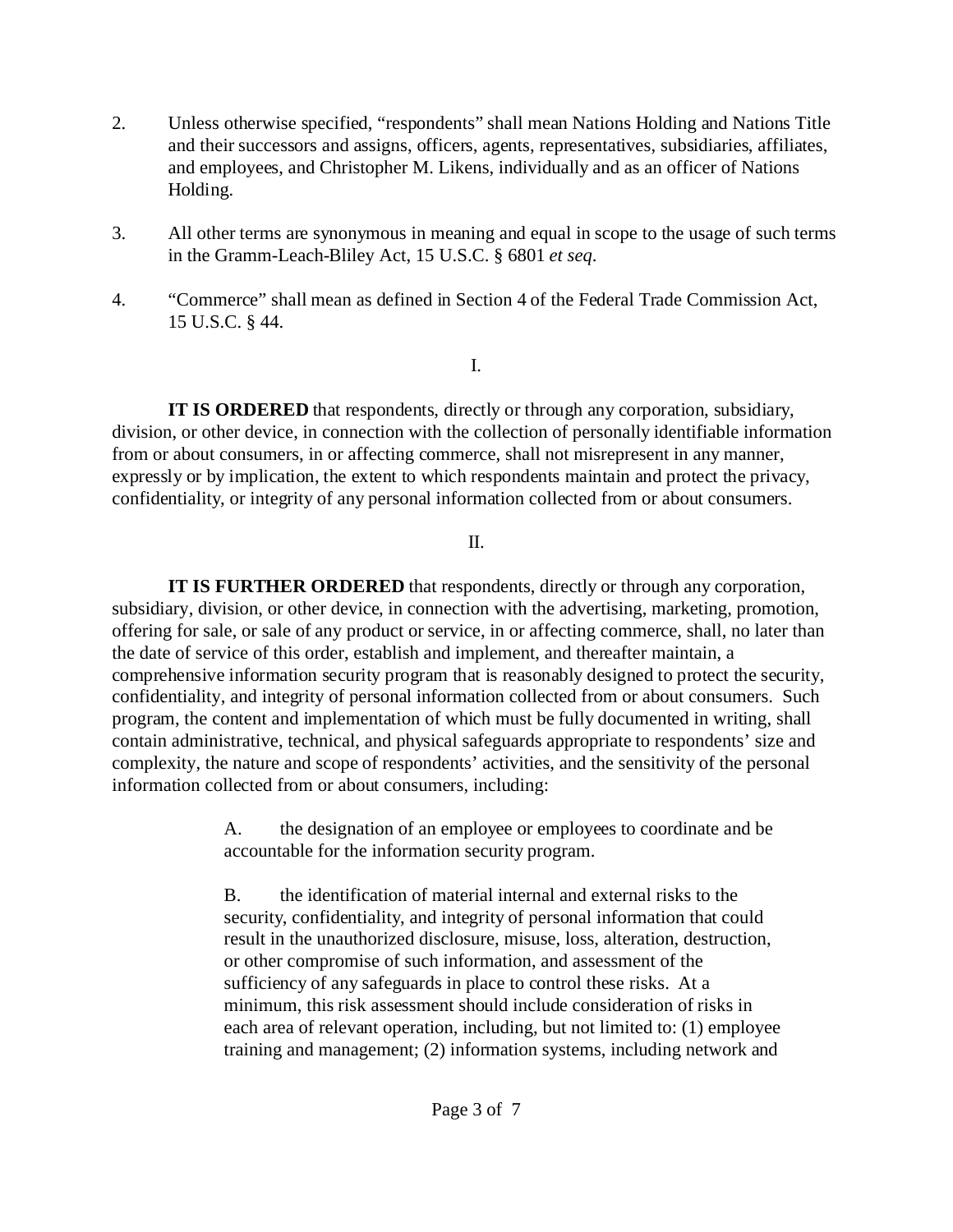2. Unless otherwise specified, "respondents" shall mean Nations Holding and Nations Title and their successors and assigns, officers, agents, representatives, subsidiaries, affiliates, and employees, and Christopher M. Likens, individually and as an officer of Nations Holding.

3. All other terms are synonymous in meaning and equal in scope to the usage of such terms in the Gramm-Leach-Bliley Act, 15 U.S.C. § 6801 *et seq*.

4. "Commerce" shall mean as defined in Section 4 of the Federal Trade Commission Act, 15 U.S.C. § 44.

I.

**IT IS ORDERED** that respondents, directly or through any corporation, subsidiary, division, or other device, in connection with the collection of personally identifiable information from or about consumers, in or affecting commerce, shall not misrepresent in any manner, expressly or by implication, the extent to which respondents maintain and protect the privacy, confidentiality, or integrity of any personal information collected from or about consumers.

II.

**IT IS FURTHER ORDERED** that respondents, directly or through any corporation, subsidiary, division, or other device, in connection with the advertising, marketing, promotion, offering for sale, or sale of any product or service, in or affecting commerce, shall, no later than the date of service of this order, establish and implement, and thereafter maintain, a comprehensive information security program that is reasonably designed to protect the security, confidentiality, and integrity of personal information collected from or about consumers. Such program, the content and implementation of which must be fully documented in writing, shall contain administrative, technical, and physical safeguards appropriate to respondents' size and complexity, the nature and scope of respondents' activities, and the sensitivity of the personal information collected from or about consumers, including:

A. the designation of an employee or employees to coordinate and be accountable for the information security program.

B. the identification of material internal and external risks to the security, confidentiality, and integrity of personal information that could result in the unauthorized disclosure, misuse, loss, alteration, destruction, or other compromise of such information, and assessment of the sufficiency of any safeguards in place to control these risks. At a minimum, this risk assessment should include consideration of risks in each area of relevant operation, including, but not limited to: (1) employee training and management; (2) information systems, including network and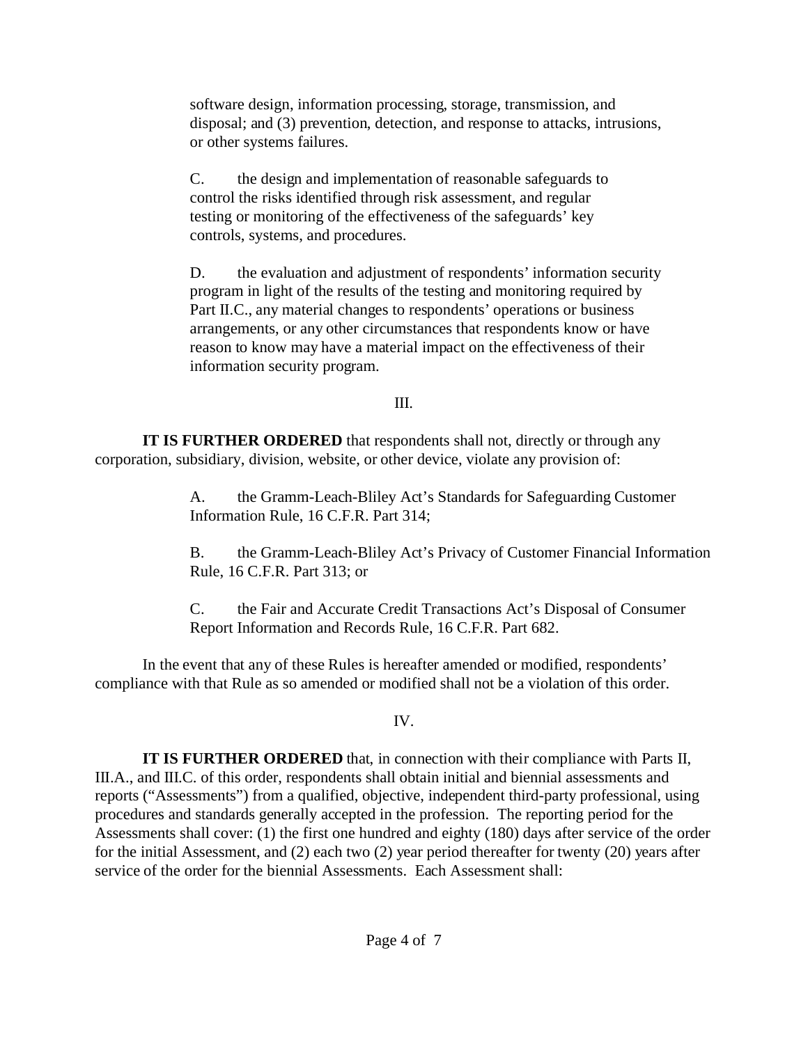software design, information processing, storage, transmission, and disposal; and (3) prevention, detection, and response to attacks, intrusions, or other systems failures.

C. the design and implementation of reasonable safeguards to control the risks identified through risk assessment, and regular testing or monitoring of the effectiveness of the safeguards' key controls, systems, and procedures.

D. the evaluation and adjustment of respondents' information security program in light of the results of the testing and monitoring required by Part II.C., any material changes to respondents' operations or business arrangements, or any other circumstances that respondents know or have reason to know may have a material impact on the effectiveness of their information security program.

III.

**IT IS FURTHER ORDERED** that respondents shall not, directly or through any corporation, subsidiary, division, website, or other device, violate any provision of:

A. the Gramm-Leach-Bliley Act's Standards for Safeguarding Customer Information Rule, 16 C.F.R. Part 314;

B. the Gramm-Leach-Bliley Act's Privacy of Customer Financial Information Rule, 16 C.F.R. Part 313; or

C. the Fair and Accurate Credit Transactions Act's Disposal of Consumer Report Information and Records Rule, 16 C.F.R. Part 682.

In the event that any of these Rules is hereafter amended or modified, respondents' compliance with that Rule as so amended or modified shall not be a violation of this order.

IV.

**IT IS FURTHER ORDERED** that, in connection with their compliance with Parts II, III.A., and III.C. of this order, respondents shall obtain initial and biennial assessments and reports ("Assessments") from a qualified, objective, independent third-party professional, using procedures and standards generally accepted in the profession. The reporting period for the Assessments shall cover: (1) the first one hundred and eighty (180) days after service of the order for the initial Assessment, and (2) each two (2) year period thereafter for twenty (20) years after service of the order for the biennial Assessments. Each Assessment shall: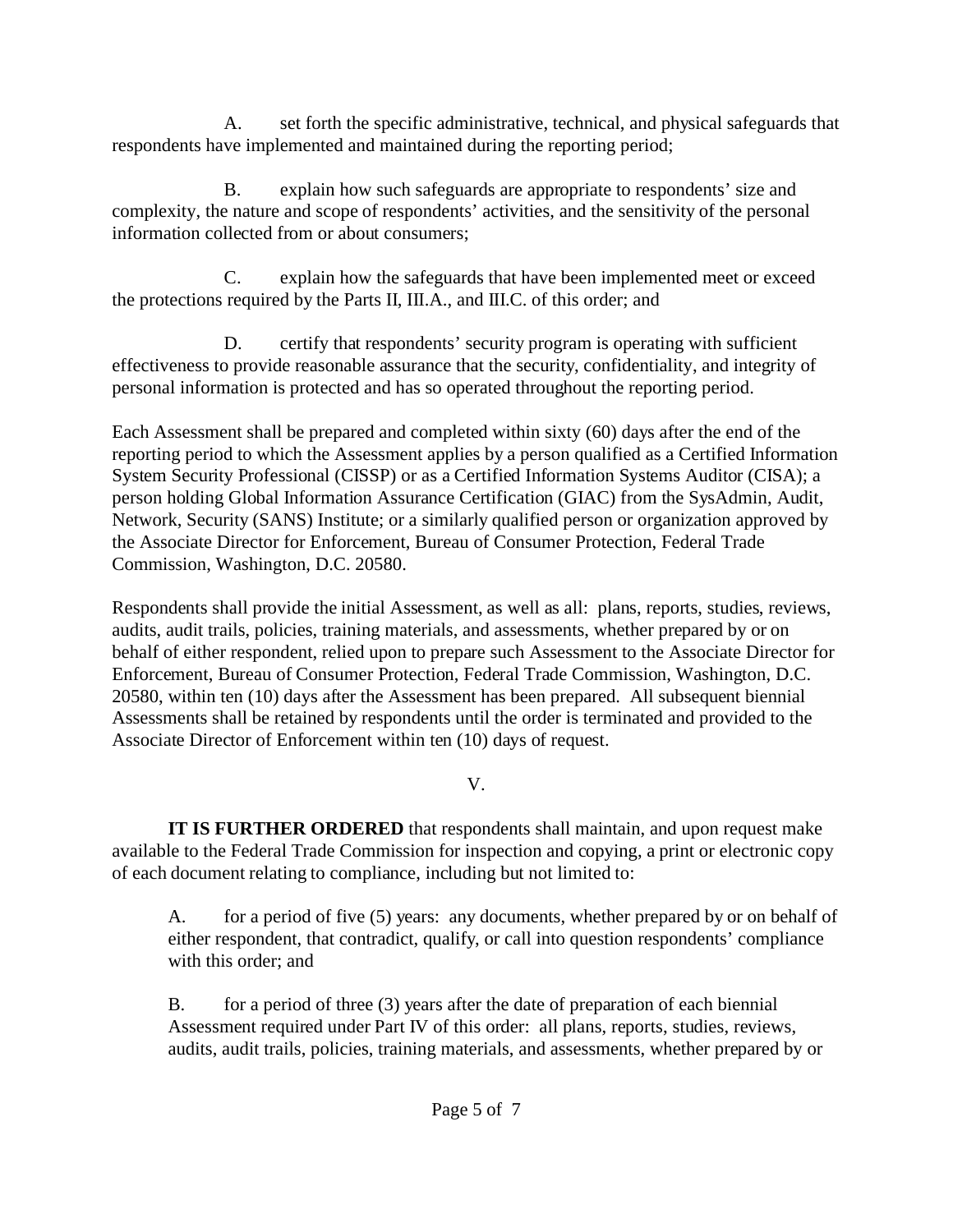A. set forth the specific administrative, technical, and physical safeguards that respondents have implemented and maintained during the reporting period;

B. explain how such safeguards are appropriate to respondents' size and complexity, the nature and scope of respondents' activities, and the sensitivity of the personal information collected from or about consumers;

C. explain how the safeguards that have been implemented meet or exceed the protections required by the Parts II, III.A., and III.C. of this order; and

D. certify that respondents' security program is operating with sufficient effectiveness to provide reasonable assurance that the security, confidentiality, and integrity of personal information is protected and has so operated throughout the reporting period.

Each Assessment shall be prepared and completed within sixty (60) days after the end of the reporting period to which the Assessment applies by a person qualified as a Certified Information System Security Professional (CISSP) or as a Certified Information Systems Auditor (CISA); a person holding Global Information Assurance Certification (GIAC) from the SysAdmin, Audit, Network, Security (SANS) Institute; or a similarly qualified person or organization approved by the Associate Director for Enforcement, Bureau of Consumer Protection, Federal Trade Commission, Washington, D.C. 20580.

Respondents shall provide the initial Assessment, as well as all: plans, reports, studies, reviews, audits, audit trails, policies, training materials, and assessments, whether prepared by or on behalf of either respondent, relied upon to prepare such Assessment to the Associate Director for Enforcement, Bureau of Consumer Protection, Federal Trade Commission, Washington, D.C. 20580, within ten (10) days after the Assessment has been prepared. All subsequent biennial Assessments shall be retained by respondents until the order is terminated and provided to the Associate Director of Enforcement within ten (10) days of request.

V.

**IT IS FURTHER ORDERED** that respondents shall maintain, and upon request make available to the Federal Trade Commission for inspection and copying, a print or electronic copy of each document relating to compliance, including but not limited to:

A. for a period of five (5) years: any documents, whether prepared by or on behalf of either respondent, that contradict, qualify, or call into question respondents' compliance with this order; and

B. for a period of three (3) years after the date of preparation of each biennial Assessment required under Part IV of this order: all plans, reports, studies, reviews, audits, audit trails, policies, training materials, and assessments, whether prepared by or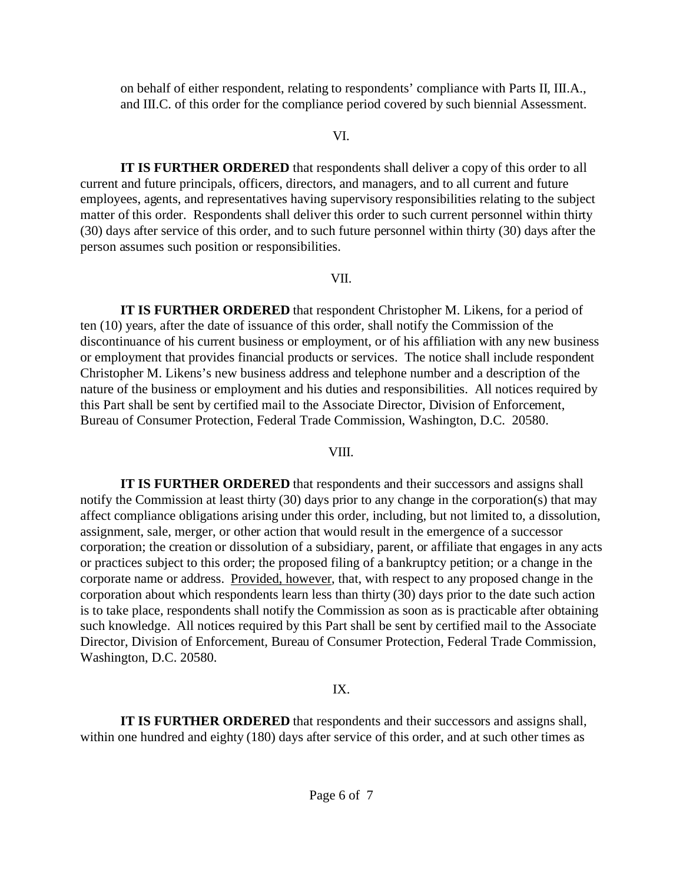on behalf of either respondent, relating to respondents' compliance with Parts II, III.A., and III.C. of this order for the compliance period covered by such biennial Assessment.

VI.

**IT IS FURTHER ORDERED** that respondents shall deliver a copy of this order to all current and future principals, officers, directors, and managers, and to all current and future employees, agents, and representatives having supervisory responsibilities relating to the subject matter of this order. Respondents shall deliver this order to such current personnel within thirty (30) days after service of this order, and to such future personnel within thirty (30) days after the person assumes such position or responsibilities.

VII.

**IT IS FURTHER ORDERED** that respondent Christopher M. Likens, for a period of ten (10) years, after the date of issuance of this order, shall notify the Commission of the discontinuance of his current business or employment, or of his affiliation with any new business or employment that provides financial products or services. The notice shall include respondent Christopher M. Likens's new business address and telephone number and a description of the nature of the business or employment and his duties and responsibilities. All notices required by this Part shall be sent by certified mail to the Associate Director, Division of Enforcement, Bureau of Consumer Protection, Federal Trade Commission, Washington, D.C. 20580.

VIII.

**IT IS FURTHER ORDERED** that respondents and their successors and assigns shall notify the Commission at least thirty (30) days prior to any change in the corporation(s) that may affect compliance obligations arising under this order, including, but not limited to, a dissolution, assignment, sale, merger, or other action that would result in the emergence of a successor corporation; the creation or dissolution of a subsidiary, parent, or affiliate that engages in any acts or practices subject to this order; the proposed filing of a bankruptcy petition; or a change in the corporate name or address. Provided, however, that, with respect to any proposed change in the corporation about which respondents learn less than thirty (30) days prior to the date such action is to take place, respondents shall notify the Commission as soon as is practicable after obtaining such knowledge. All notices required by this Part shall be sent by certified mail to the Associate Director, Division of Enforcement, Bureau of Consumer Protection, Federal Trade Commission, Washington, D.C. 20580.

IX.

**IT IS FURTHER ORDERED** that respondents and their successors and assigns shall, within one hundred and eighty (180) days after service of this order, and at such other times as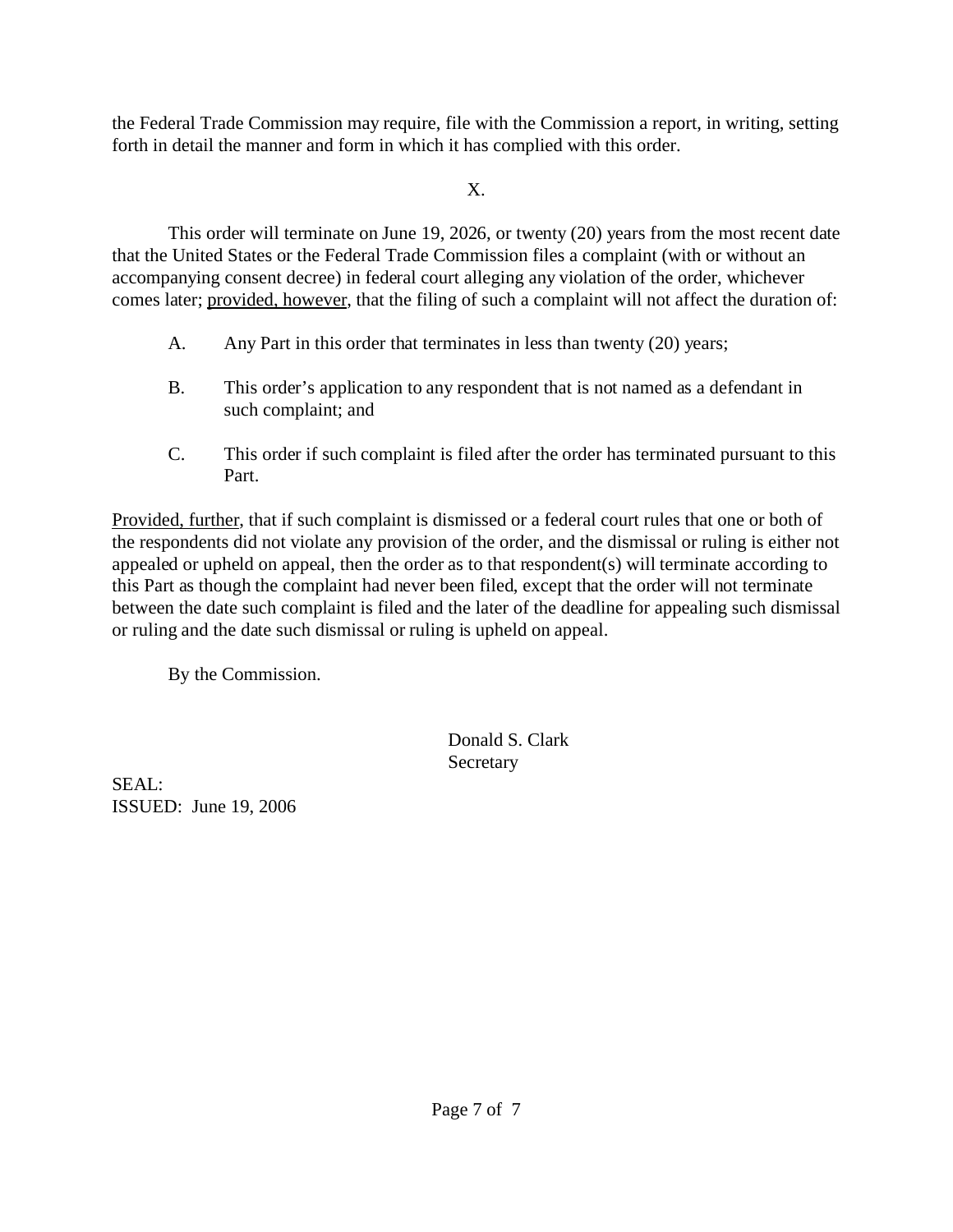the Federal Trade Commission may require, file with the Commission a report, in writing, setting forth in detail the manner and form in which it has complied with this order.

X.

This order will terminate on June 19, 2026, or twenty (20) years from the most recent date that the United States or the Federal Trade Commission files a complaint (with or without an accompanying consent decree) in federal court alleging any violation of the order, whichever comes later; provided, however, that the filing of such a complaint will not affect the duration of:

A. Any Part in this order that terminates in less than twenty (20) years;

B. This order's application to any respondent that is not named as a defendant in such complaint; and

C. This order if such complaint is filed after the order has terminated pursuant to this Part.

Provided, further, that if such complaint is dismissed or a federal court rules that one or both of the respondents did not violate any provision of the order, and the dismissal or ruling is either not appealed or upheld on appeal, then the order as to that respondent(s) will terminate according to this Part as though the complaint had never been filed, except that the order will not terminate between the date such complaint is filed and the later of the deadline for appealing such dismissal or ruling and the date such dismissal or ruling is upheld on appeal.

By the Commission.

Donald S. Clark
Secretary

SEAL:
ISSUED: June 19, 2006